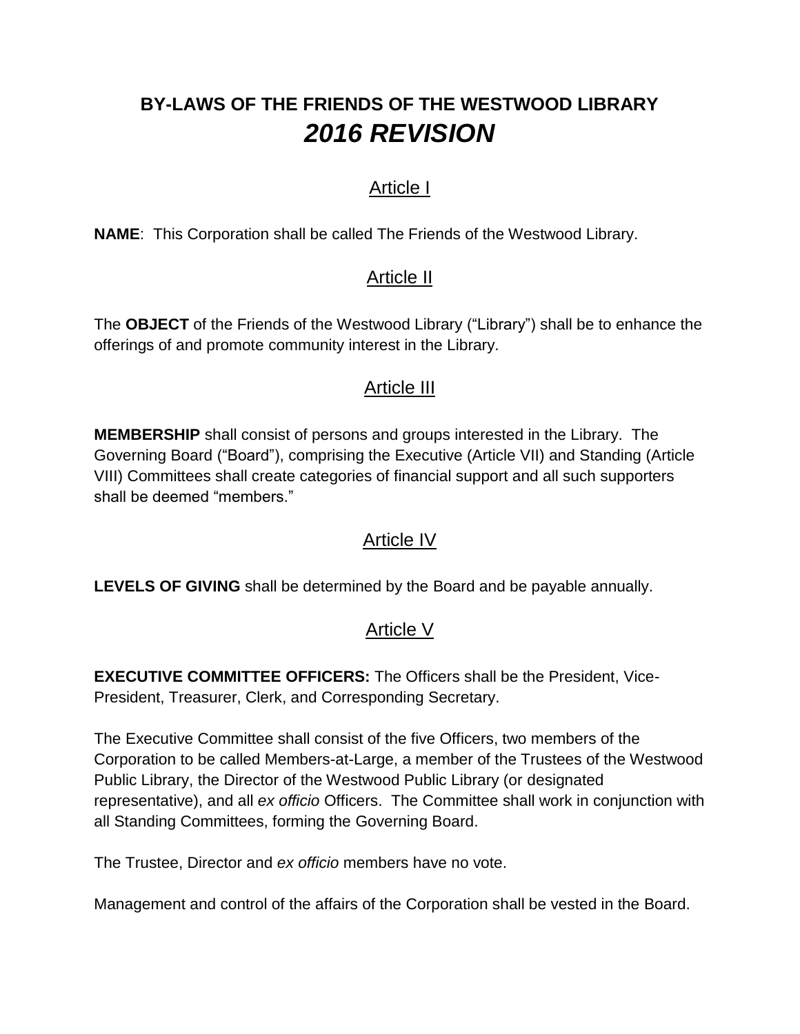# BY-LAWS OF THE FRIENDS OF THE WESTWOOD LIBRARY *2016 REVISION*

## Article I

**NAME**: This Corporation shall be called The Friends of the Westwood Library.

## Article II

The **OBJECT** of the Friends of the Westwood Library ("Library") shall be to enhance the offerings of and promote community interest in the Library.

## Article III

**MEMBERSHIP** shall consist of persons and groups interested in the Library. The Governing Board ("Board"), comprising the Executive (Article VII) and Standing (Article VIII) Committees shall create categories of financial support and all such supporters shall be deemed "members."

## Article IV

**LEVELS OF GIVING** shall be determined by the Board and be payable annually.

## Article V

**EXECUTIVE COMMITTEE OFFICERS:** The Officers shall be the President, Vice-President, Treasurer, Clerk, and Corresponding Secretary.

The Executive Committee shall consist of the five Officers, two members of the Corporation to be called Members-at-Large, a member of the Trustees of the Westwood Public Library, the Director of the Westwood Public Library (or designated representative), and all *ex officio* Officers. The Committee shall work in conjunction with all Standing Committees, forming the Governing Board.

The Trustee, Director and *ex officio* members have no vote.

Management and control of the affairs of the Corporation shall be vested in the Board.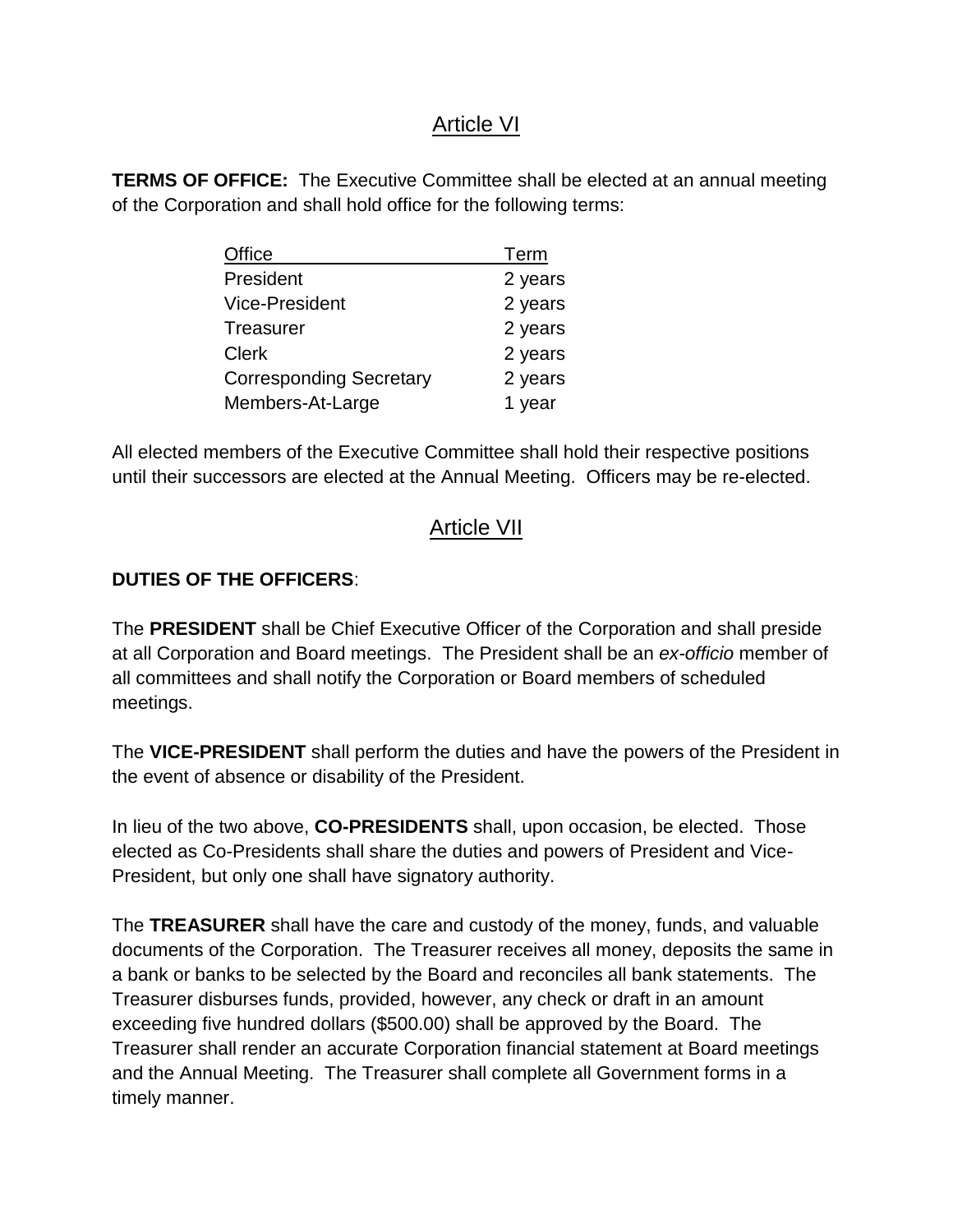## Article VI

**TERMS OF OFFICE:** The Executive Committee shall be elected at an annual meeting of the Corporation and shall hold office for the following terms:

| Office | Term |
|---|---|
| President | 2 years |
| Vice-President | 2 years |
| Treasurer | 2 years |
| Clerk | 2 years |
| Corresponding Secretary | 2 years |
| Members-At-Large | 1 year |

All elected members of the Executive Committee shall hold their respective positions until their successors are elected at the Annual Meeting. Officers may be re-elected.

## Article VII

**DUTIES OF THE OFFICERS**:

The **PRESIDENT** shall be Chief Executive Officer of the Corporation and shall preside at all Corporation and Board meetings. The President shall be an *ex-officio* member of all committees and shall notify the Corporation or Board members of scheduled meetings.

The **VICE-PRESIDENT** shall perform the duties and have the powers of the President in the event of absence or disability of the President.

In lieu of the two above, **CO-PRESIDENTS** shall, upon occasion, be elected. Those elected as Co-Presidents shall share the duties and powers of President and Vice-President, but only one shall have signatory authority.

The **TREASURER** shall have the care and custody of the money, funds, and valuable documents of the Corporation. The Treasurer receives all money, deposits the same in a bank or banks to be selected by the Board and reconciles all bank statements. The Treasurer disburses funds, provided, however, any check or draft in an amount exceeding five hundred dollars ($500.00) shall be approved by the Board. The Treasurer shall render an accurate Corporation financial statement at Board meetings and the Annual Meeting. The Treasurer shall complete all Government forms in a timely manner.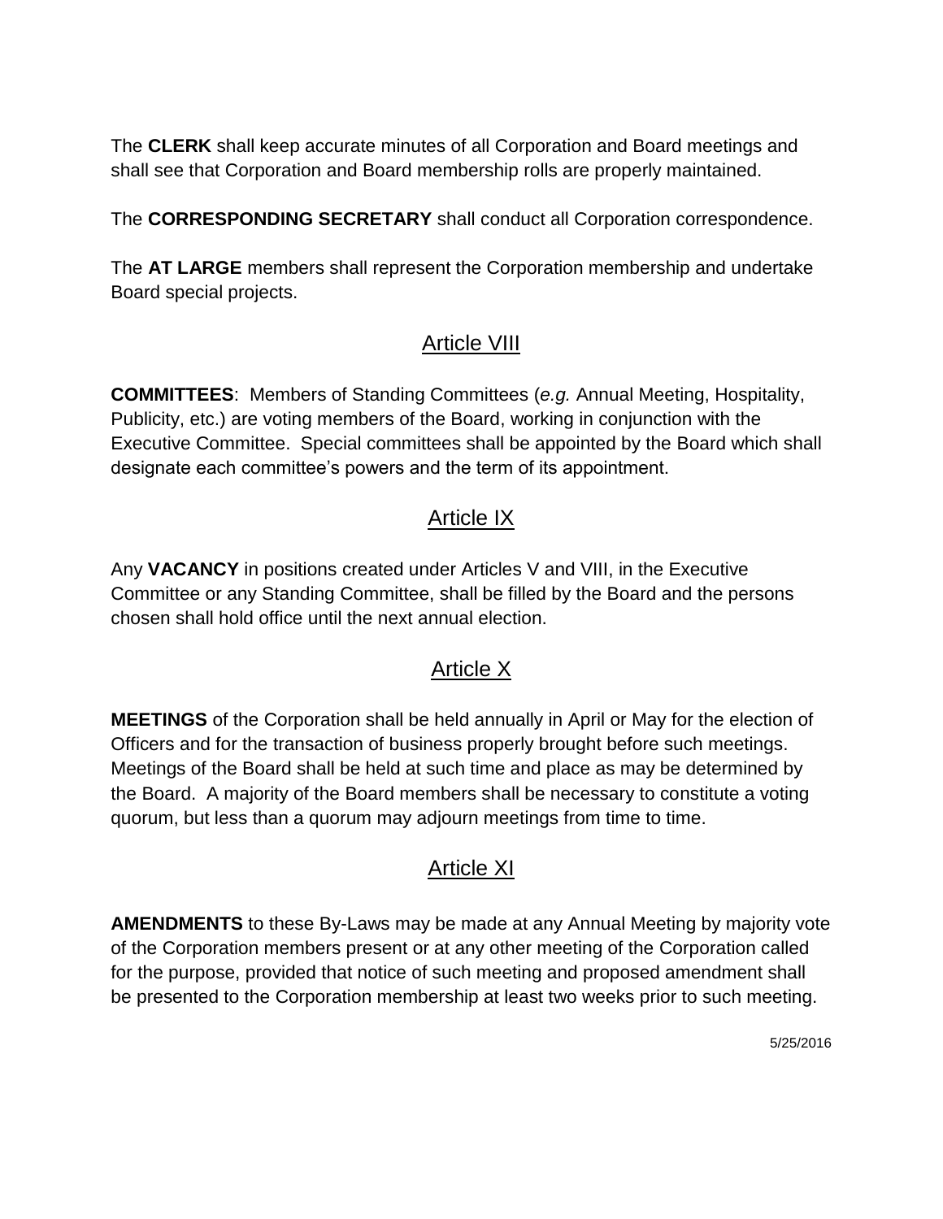The **CLERK** shall keep accurate minutes of all Corporation and Board meetings and shall see that Corporation and Board membership rolls are properly maintained.

The **CORRESPONDING SECRETARY** shall conduct all Corporation correspondence.

The **AT LARGE** members shall represent the Corporation membership and undertake Board special projects.

## Article VIII

**COMMITTEES**: Members of Standing Committees (*e.g.* Annual Meeting, Hospitality, Publicity, etc.) are voting members of the Board, working in conjunction with the Executive Committee. Special committees shall be appointed by the Board which shall designate each committee's powers and the term of its appointment.

## Article IX

Any **VACANCY** in positions created under Articles V and VIII, in the Executive Committee or any Standing Committee, shall be filled by the Board and the persons chosen shall hold office until the next annual election.

## Article X

**MEETINGS** of the Corporation shall be held annually in April or May for the election of Officers and for the transaction of business properly brought before such meetings. Meetings of the Board shall be held at such time and place as may be determined by the Board. A majority of the Board members shall be necessary to constitute a voting quorum, but less than a quorum may adjourn meetings from time to time.

## Article XI

**AMENDMENTS** to these By-Laws may be made at any Annual Meeting by majority vote of the Corporation members present or at any other meeting of the Corporation called for the purpose, provided that notice of such meeting and proposed amendment shall be presented to the Corporation membership at least two weeks prior to such meeting.

5/25/2016